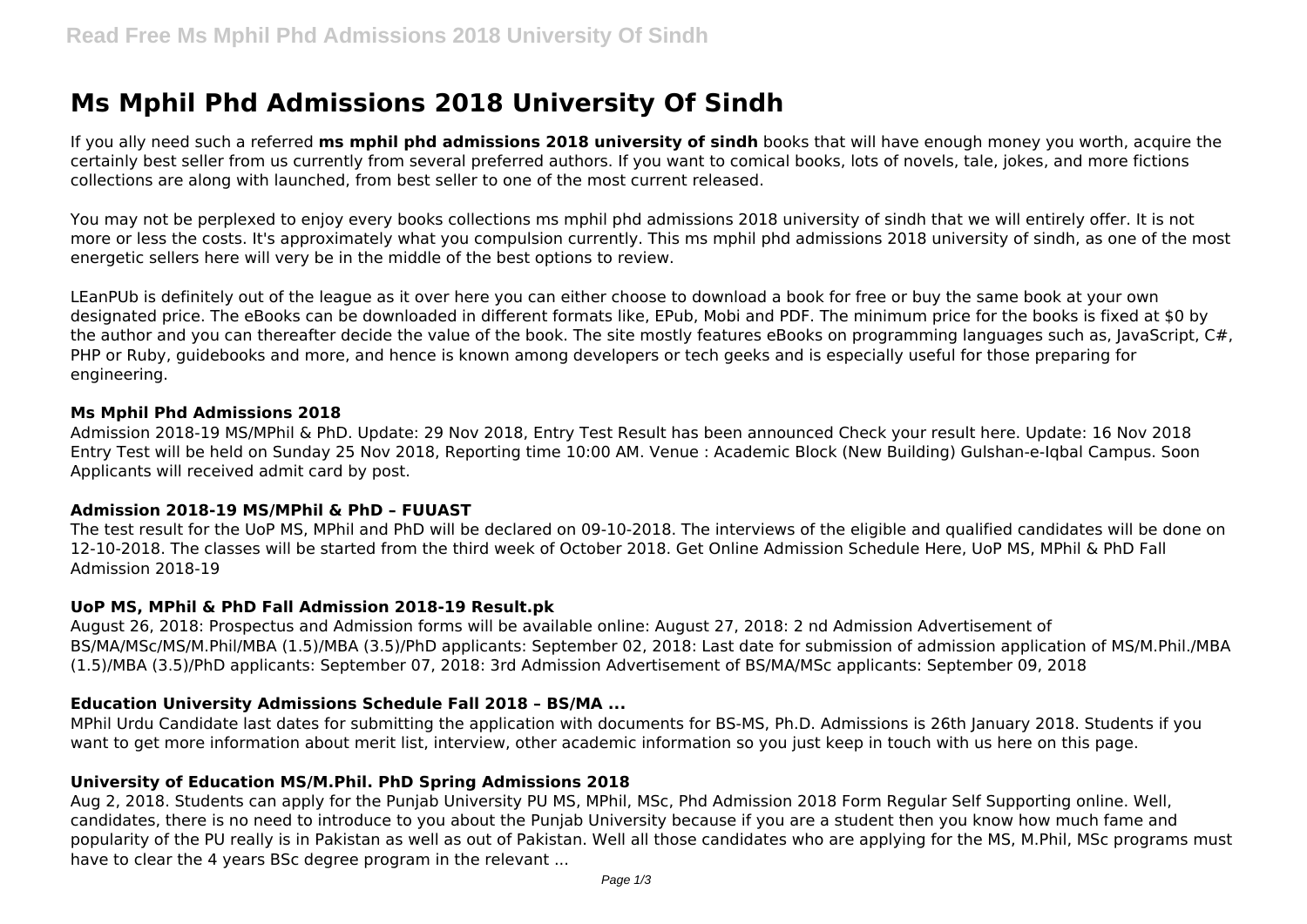# Ms Mphil Phd Admissions 2018 University Of Sindh

If you ally need such a referred **ms mphil phd admissions 2018 university of sindh** books that will have enough money you worth, acquire the certainly best seller from us currently from several preferred authors. If you want to comical books, lots of novels, tale, jokes, and more fictions collections are along with launched, from best seller to one of the most current released.

You may not be perplexed to enjoy every books collections ms mphil phd admissions 2018 university of sindh that we will entirely offer. It is not more or less the costs. It's approximately what you compulsion currently. This ms mphil phd admissions 2018 university of sindh, as one of the most energetic sellers here will very be in the middle of the best options to review.

LEanPUb is definitely out of the league as it over here you can either choose to download a book for free or buy the same book at your own designated price. The eBooks can be downloaded in different formats like, EPub, Mobi and PDF. The minimum price for the books is fixed at $0 by the author and you can thereafter decide the value of the book. The site mostly features eBooks on programming languages such as, JavaScript, C#, PHP or Ruby, guidebooks and more, and hence is known among developers or tech geeks and is especially useful for those preparing for engineering.

### Ms Mphil Phd Admissions 2018

Admission 2018-19 MS/MPhil & PhD. Update: 29 Nov 2018, Entry Test Result has been announced Check your result here. Update: 16 Nov 2018 Entry Test will be held on Sunday 25 Nov 2018, Reporting time 10:00 AM. Venue : Academic Block (New Building) Gulshan-e-Iqbal Campus. Soon Applicants will received admit card by post.

### Admission 2018-19 MS/MPhil & PhD – FUUAST

The test result for the UoP MS, MPhil and PhD will be declared on 09-10-2018. The interviews of the eligible and qualified candidates will be done on 12-10-2018. The classes will be started from the third week of October 2018. Get Online Admission Schedule Here, UoP MS, MPhil & PhD Fall Admission 2018-19

### UoP MS, MPhil & PhD Fall Admission 2018-19 Result.pk

August 26, 2018: Prospectus and Admission forms will be available online: August 27, 2018: 2 nd Admission Advertisement of BS/MA/MSc/MS/M.Phil/MBA (1.5)/MBA (3.5)/PhD applicants: September 02, 2018: Last date for submission of admission application of MS/M.Phil./MBA (1.5)/MBA (3.5)/PhD applicants: September 07, 2018: 3rd Admission Advertisement of BS/MA/MSc applicants: September 09, 2018

### Education University Admissions Schedule Fall 2018 – BS/MA ...

MPhil Urdu Candidate last dates for submitting the application with documents for BS-MS, Ph.D. Admissions is 26th January 2018. Students if you want to get more information about merit list, interview, other academic information so you just keep in touch with us here on this page.

### University of Education MS/M.Phil. PhD Spring Admissions 2018

Aug 2, 2018. Students can apply for the Punjab University PU MS, MPhil, MSc, Phd Admission 2018 Form Regular Self Supporting online. Well, candidates, there is no need to introduce to you about the Punjab University because if you are a student then you know how much fame and popularity of the PU really is in Pakistan as well as out of Pakistan. Well all those candidates who are applying for the MS, M.Phil, MSc programs must have to clear the 4 years BSc degree program in the relevant ...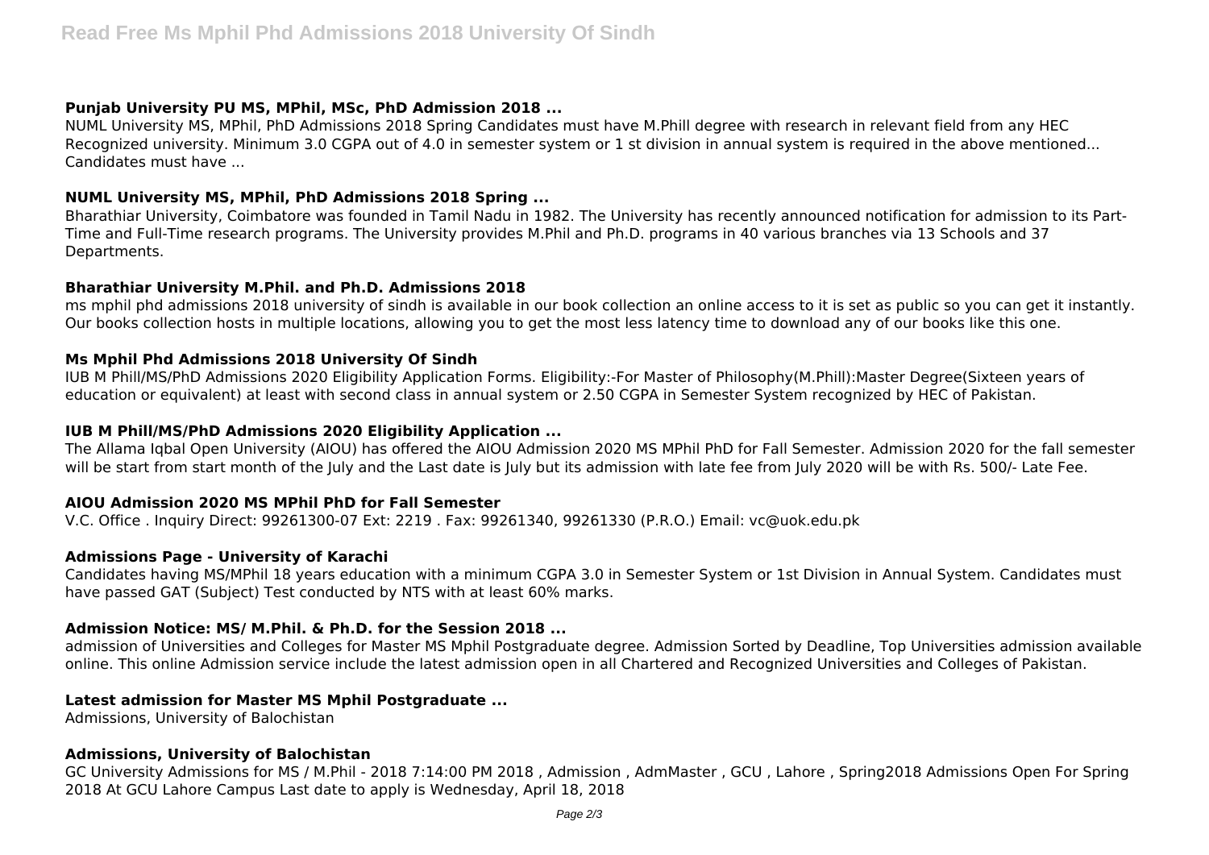### Punjab University PU MS, MPhil, MSc, PhD Admission 2018 ...

NUML University MS, MPhil, PhD Admissions 2018 Spring Candidates must have M.Phill degree with research in relevant field from any HEC Recognized university. Minimum 3.0 CGPA out of 4.0 in semester system or 1 st division in annual system is required in the above mentioned... Candidates must have ...

### NUML University MS, MPhil, PhD Admissions 2018 Spring ...

Bharathiar University, Coimbatore was founded in Tamil Nadu in 1982. The University has recently announced notification for admission to its Part-Time and Full-Time research programs. The University provides M.Phil and Ph.D. programs in 40 various branches via 13 Schools and 37 Departments.

### Bharathiar University M.Phil. and Ph.D. Admissions 2018

ms mphil phd admissions 2018 university of sindh is available in our book collection an online access to it is set as public so you can get it instantly. Our books collection hosts in multiple locations, allowing you to get the most less latency time to download any of our books like this one.

### Ms Mphil Phd Admissions 2018 University Of Sindh

IUB M Phill/MS/PhD Admissions 2020 Eligibility Application Forms. Eligibility:-For Master of Philosophy(M.Phill):Master Degree(Sixteen years of education or equivalent) at least with second class in annual system or 2.50 CGPA in Semester System recognized by HEC of Pakistan.

### IUB M Phill/MS/PhD Admissions 2020 Eligibility Application ...

The Allama Iqbal Open University (AIOU) has offered the AIOU Admission 2020 MS MPhil PhD for Fall Semester. Admission 2020 for the fall semester will be start from start month of the July and the Last date is July but its admission with late fee from July 2020 will be with Rs. 500/- Late Fee.

### AIOU Admission 2020 MS MPhil PhD for Fall Semester

V.C. Office . Inquiry Direct: 99261300-07 Ext: 2219 . Fax: 99261340, 99261330 (P.R.O.) Email: vc@uok.edu.pk

### Admissions Page - University of Karachi

Candidates having MS/MPhil 18 years education with a minimum CGPA 3.0 in Semester System or 1st Division in Annual System. Candidates must have passed GAT (Subject) Test conducted by NTS with at least 60% marks.

### Admission Notice: MS/ M.Phil. & Ph.D. for the Session 2018 ...

admission of Universities and Colleges for Master MS Mphil Postgraduate degree. Admission Sorted by Deadline, Top Universities admission available online. This online Admission service include the latest admission open in all Chartered and Recognized Universities and Colleges of Pakistan.

### Latest admission for Master MS Mphil Postgraduate ...

Admissions, University of Balochistan

### Admissions, University of Balochistan

GC University Admissions for MS / M.Phil - 2018 7:14:00 PM 2018 , Admission , AdmMaster , GCU , Lahore , Spring2018 Admissions Open For Spring 2018 At GCU Lahore Campus Last date to apply is Wednesday, April 18, 2018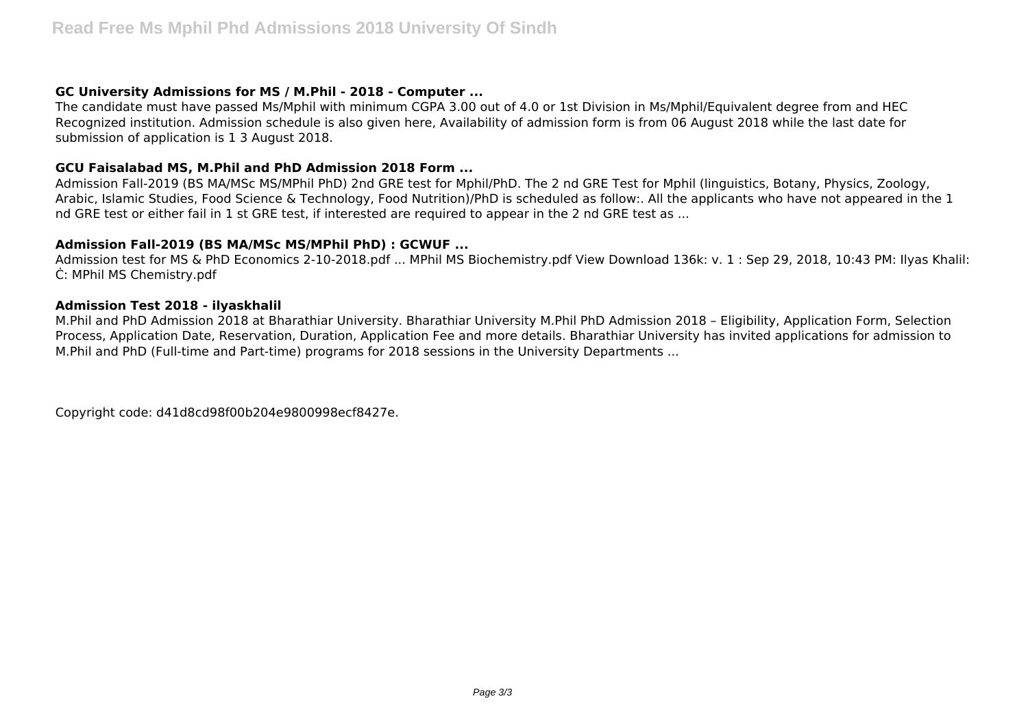### GC University Admissions for MS / M.Phil - 2018 - Computer ...

The candidate must have passed Ms/Mphil with minimum CGPA 3.00 out of 4.0 or 1st Division in Ms/Mphil/Equivalent degree from and HEC Recognized institution. Admission schedule is also given here, Availability of admission form is from 06 August 2018 while the last date for submission of application is 1 3 August 2018.

### GCU Faisalabad MS, M.Phil and PhD Admission 2018 Form ...

Admission Fall-2019 (BS MA/MSc MS/MPhil PhD) 2nd GRE test for Mphil/PhD. The 2 nd GRE Test for Mphil (linguistics, Botany, Physics, Zoology, Arabic, Islamic Studies, Food Science & Technology, Food Nutrition)/PhD is scheduled as follow:. All the applicants who have not appeared in the 1 nd GRE test or either fail in 1 st GRE test, if interested are required to appear in the 2 nd GRE test as ...

### Admission Fall-2019 (BS MA/MSc MS/MPhil PhD) : GCWUF ...

Admission test for MS & PhD Economics 2-10-2018.pdf ... MPhil MS Biochemistry.pdf View Download 136k: v. 1 : Sep 29, 2018, 10:43 PM: Ilyas Khalil: Ċ: MPhil MS Chemistry.pdf

### Admission Test 2018 - ilyaskhalil

M.Phil and PhD Admission 2018 at Bharathiar University. Bharathiar University M.Phil PhD Admission 2018 – Eligibility, Application Form, Selection Process, Application Date, Reservation, Duration, Application Fee and more details. Bharathiar University has invited applications for admission to M.Phil and PhD (Full-time and Part-time) programs for 2018 sessions in the University Departments ...

Copyright code: d41d8cd98f00b204e9800998ecf8427e.